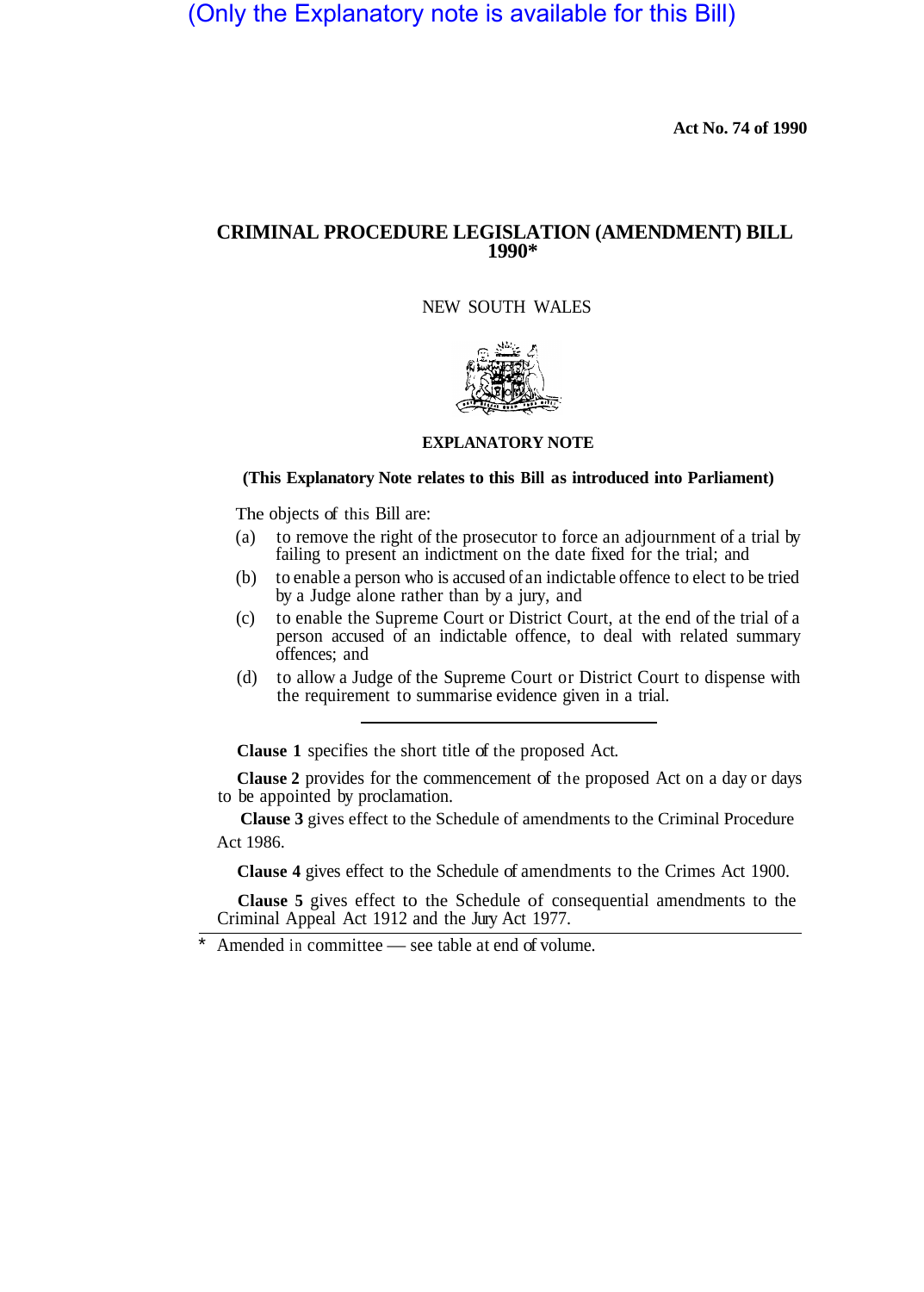(Only the Explanatory note is available for this Bill)

**Act No. 74 of 1990**

# CRIMINAL PROCEDURE LEGISLATION (AMENDMENT) BILL 1990*

NEW SOUTH WALES

## EXPLANATORY NOTE

**(This Explanatory Note relates to this Bill as introduced into Parliament)**

The objects of this Bill are:

(a) to remove the right of the prosecutor to force an adjournment of a trial by failing to present an indictment on the date fixed for the trial; and

(b) to enable a person who is accused of an indictable offence to elect to be tried by a Judge alone rather than by a jury, and

(c) to enable the Supreme Court or District Court, at the end of the trial of a person accused of an indictable offence, to deal with related summary offences; and

(d) to allow a Judge of the Supreme Court or District Court to dispense with the requirement to summarise evidence given in a trial.

---

**Clause 1** specifies the short title of the proposed Act.

**Clause 2** provides for the commencement of the proposed Act on a day or days to be appointed by proclamation.

**Clause 3** gives effect to the Schedule of amendments to the Criminal Procedure Act 1986.

**Clause 4** gives effect to the Schedule of amendments to the Crimes Act 1900.

**Clause 5** gives effect to the Schedule of consequential amendments to the Criminal Appeal Act 1912 and the Jury Act 1977.

---

* Amended in committee — see table at end of volume.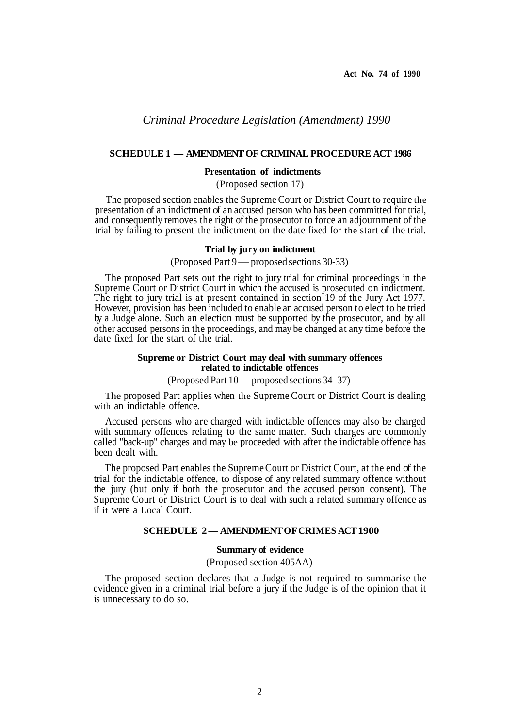## SCHEDULE 1 — AMENDMENT OF CRIMINAL PROCEDURE ACT 1986

### Presentation of indictments

(Proposed section 17)

The proposed section enables the Supreme Court or District Court to require the presentation of an indictment of an accused person who has been committed for trial, and consequently removes the right of the prosecutor to force an adjournment of the trial by failing to present the indictment on the date fixed for the start of the trial.

### Trial by jury on indictment

(Proposed Part 9 — proposed sections 30-33)

The proposed Part sets out the right to jury trial for criminal proceedings in the Supreme Court or District Court in which the accused is prosecuted on indictment. The right to jury trial is at present contained in section 19 of the Jury Act 1977. However, provision has been included to enable an accused person to elect to be tried by a Judge alone. Such an election must be supported by the prosecutor, and by all other accused persons in the proceedings, and may be changed at any time before the date fixed for the start of the trial.

### Supreme or District Court may deal with summary offences related to indictable offences

(Proposed Part 10 — proposed sections 34–37)

The proposed Part applies when the Supreme Court or District Court is dealing with an indictable offence.

Accused persons who are charged with indictable offences may also be charged with summary offences relating to the same matter. Such charges are commonly called "back-up" charges and may be proceeded with after the indictable offence has been dealt with.

The proposed Part enables the Supreme Court or District Court, at the end of the trial for the indictable offence, to dispose of any related summary offence without the jury (but only if both the prosecutor and the accused person consent). The Supreme Court or District Court is to deal with such a related summary offence as if it were a Local Court.

## SCHEDULE 2 — AMENDMENT OF CRIMES ACT 1900

### Summary of evidence

(Proposed section 405AA)

The proposed section declares that a Judge is not required to summarise the evidence given in a criminal trial before a jury if the Judge is of the opinion that it is unnecessary to do so.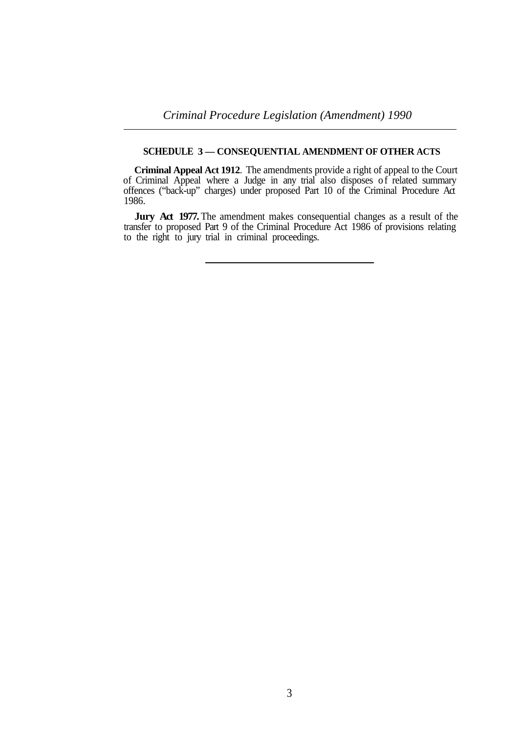## SCHEDULE 3 — CONSEQUENTIAL AMENDMENT OF OTHER ACTS

**Criminal Appeal Act 1912**. The amendments provide a right of appeal to the Court of Criminal Appeal where a Judge in any trial also disposes of related summary offences ("back-up" charges) under proposed Part 10 of the Criminal Procedure Act 1986.

**Jury Act 1977.** The amendment makes consequential changes as a result of the transfer to proposed Part 9 of the Criminal Procedure Act 1986 of provisions relating to the right to jury trial in criminal proceedings.